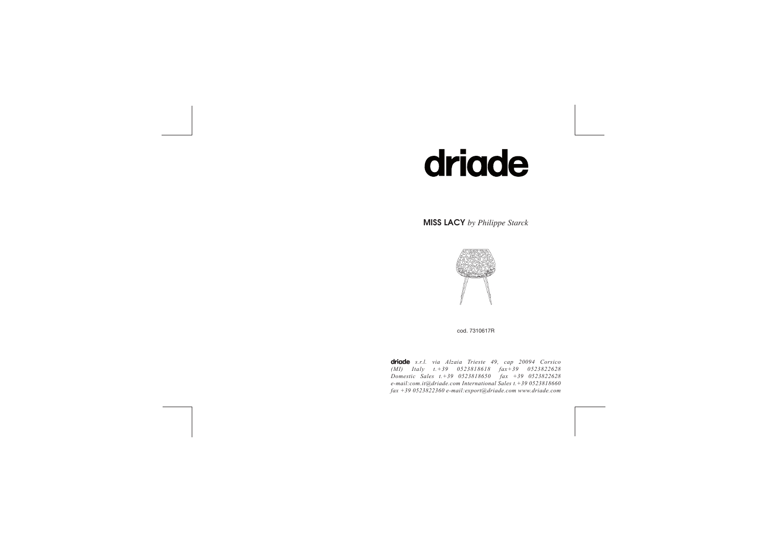# driade

**MISS LACY** *by Philippe Starck*

cod. 7310617R

**driade** *s.r.l. via Alzaia Trieste 49, cap 20094 Corsico (MI) Italy t.+39 0523818618 fax+39 0523822628 Domestic Sales t.+39 0523818650 fax +39 0523822628 e-mail:com.it@driade.com International Sales t.+39 0523818660 fax +39 0523822360 e-mail:export@driade.com www.driade.com*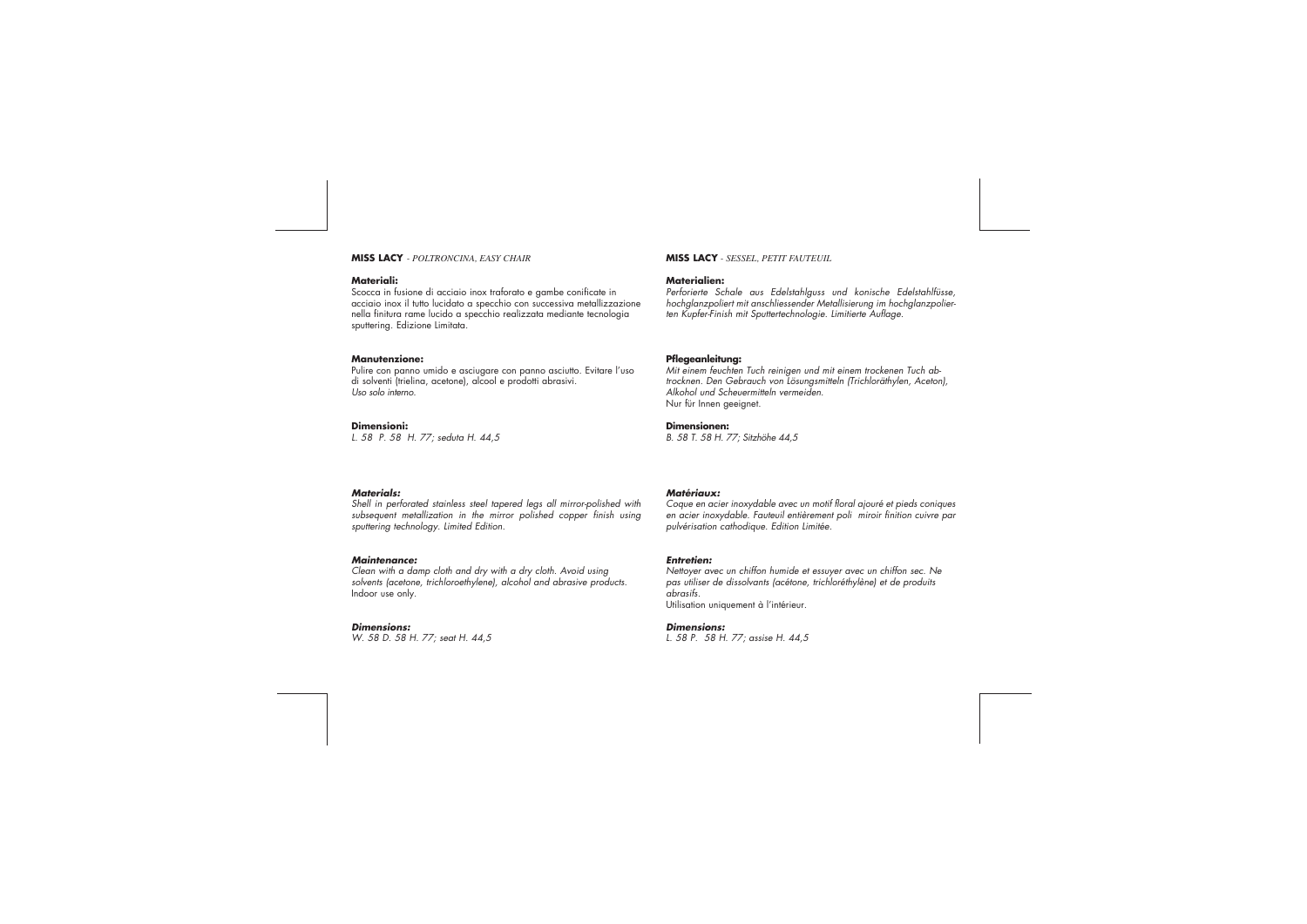**MISS LACY** - *POLTRONCINA, EASY CHAIR*

**Materiali:**
Scocca in fusione di acciaio inox traforato e gambe conificate in acciaio inox il tutto lucidato a specchio con successiva metallizzazione nella finitura rame lucido a specchio realizzata mediante tecnologia sputtering. Edizione Limitata.

**Manutenzione:**
Pulire con panno umido e asciugare con panno asciutto. Evitare l'uso di solventi (trielina, acetone), alcool e prodotti abrasivi.
*Uso solo interno.*

**Dimensioni:**
*L. 58 P. 58 H. 77; seduta H. 44,5*

***Materials:***
*Shell in perforated stainless steel tapered legs all mirror-polished with subsequent metallization in the mirror polished copper finish using sputtering technology. Limited Edition.*

***Maintenance:***
*Clean with a damp cloth and dry with a dry cloth. Avoid using solvents (acetone, trichloroethylene), alcohol and abrasive products.*
Indoor use only.

***Dimensions:***
*W. 58 D. 58 H. 77; seat H. 44,5*

**MISS LACY** - *SESSEL, PETIT FAUTEUIL*

**Materialien:**
*Perforierte Schale aus Edelstahlguss und konische Edelstahlfüsse, hochglanzpoliert mit anschliessender Metallisierung im hochglanzpolierten Kupfer-Finish mit Sputtertechnologie. Limitierte Auflage.*

**Pflegeanleitung:**
*Mit einem feuchten Tuch reinigen und mit einem trockenen Tuch abtrocknen. Den Gebrauch von Lösungsmitteln (Trichloräthylen, Aceton), Alkohol und Scheuermitteln vermeiden.*
Nur für Innen geeignet.

**Dimensionen:**
*B. 58 T. 58 H. 77; Sitzhöhe 44,5*

***Matériaux:***
*Coque en acier inoxydable avec un motif floral ajouré et pieds coniques en acier inoxydable. Fauteuil entièrement poli miroir finition cuivre par pulvérisation cathodique. Edition Limitée.*

***Entretien:***
*Nettoyer avec un chiffon humide et essuyer avec un chiffon sec. Ne pas utiliser de dissolvants (acétone, trichloréthylène) et de produits abrasifs.*
Utilisation uniquement à l'intérieur.

***Dimensions:***
*L. 58 P. 58 H. 77; assise H. 44,5*